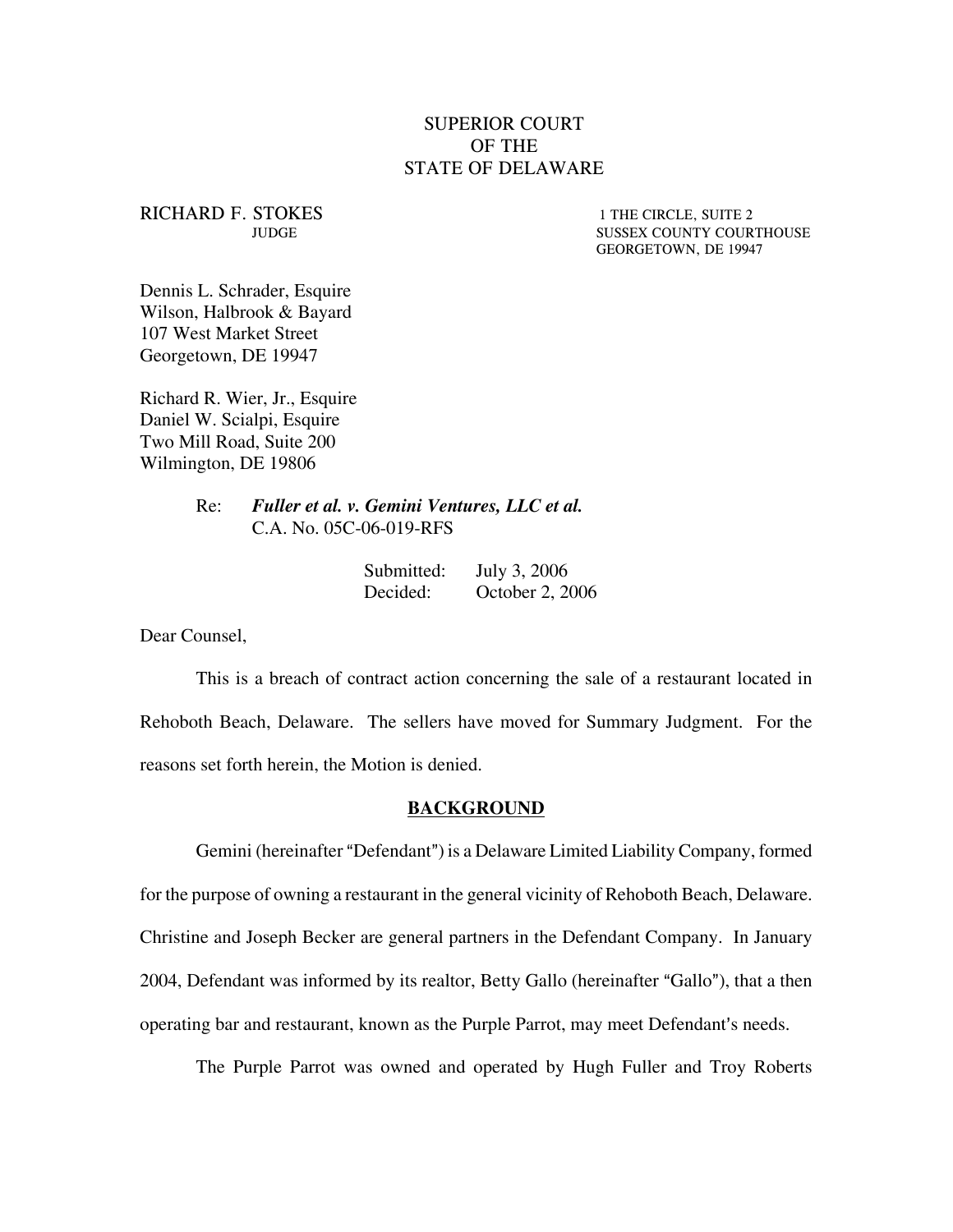SUPERIOR COURT
OF THE
STATE OF DELAWARE

RICHARD F. STOKES
JUDGE

1 THE CIRCLE, SUITE 2
SUSSEX COUNTY COURTHOUSE
GEORGETOWN, DE 19947

Dennis L. Schrader, Esquire
Wilson, Halbrook & Bayard
107 West Market Street
Georgetown, DE 19947

Richard R. Wier, Jr., Esquire
Daniel W. Scialpi, Esquire
Two Mill Road, Suite 200
Wilmington, DE 19806

Re: ***Fuller et al. v. Gemini Ventures, LLC et al.***
C.A. No. 05C-06-019-RFS

Submitted: July 3, 2006
Decided: October 2, 2006

Dear Counsel,

This is a breach of contract action concerning the sale of a restaurant located in Rehoboth Beach, Delaware. The sellers have moved for Summary Judgment. For the reasons set forth herein, the Motion is denied.

## BACKGROUND

Gemini (hereinafter "Defendant") is a Delaware Limited Liability Company, formed for the purpose of owning a restaurant in the general vicinity of Rehoboth Beach, Delaware. Christine and Joseph Becker are general partners in the Defendant Company. In January 2004, Defendant was informed by its realtor, Betty Gallo (hereinafter "Gallo"), that a then operating bar and restaurant, known as the Purple Parrot, may meet Defendant's needs.

The Purple Parrot was owned and operated by Hugh Fuller and Troy Roberts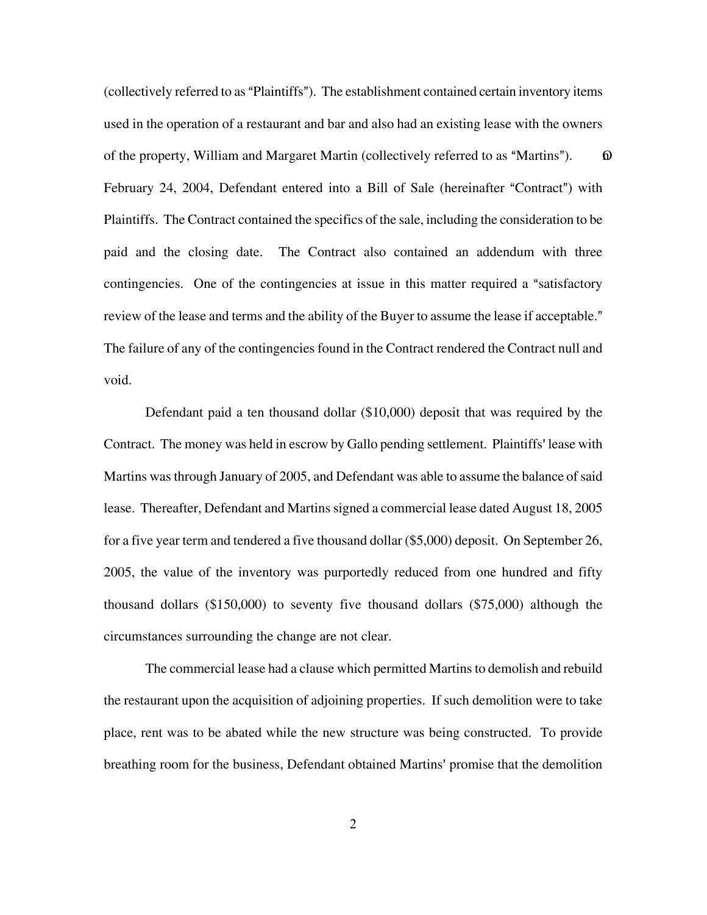(collectively referred to as "Plaintiffs"). The establishment contained certain inventory items used in the operation of a restaurant and bar and also had an existing lease with the owners of the property, William and Margaret Martin (collectively referred to as "Martins"). On February 24, 2004, Defendant entered into a Bill of Sale (hereinafter "Contract") with Plaintiffs. The Contract contained the specifics of the sale, including the consideration to be paid and the closing date. The Contract also contained an addendum with three contingencies. One of the contingencies at issue in this matter required a "satisfactory review of the lease and terms and the ability of the Buyer to assume the lease if acceptable." The failure of any of the contingencies found in the Contract rendered the Contract null and void.

Defendant paid a ten thousand dollar ($10,000) deposit that was required by the Contract. The money was held in escrow by Gallo pending settlement. Plaintiffs' lease with Martins was through January of 2005, and Defendant was able to assume the balance of said lease. Thereafter, Defendant and Martins signed a commercial lease dated August 18, 2005 for a five year term and tendered a five thousand dollar ($5,000) deposit. On September 26, 2005, the value of the inventory was purportedly reduced from one hundred and fifty thousand dollars ($150,000) to seventy five thousand dollars ($75,000) although the circumstances surrounding the change are not clear.

The commercial lease had a clause which permitted Martins to demolish and rebuild the restaurant upon the acquisition of adjoining properties. If such demolition were to take place, rent was to be abated while the new structure was being constructed. To provide breathing room for the business, Defendant obtained Martins' promise that the demolition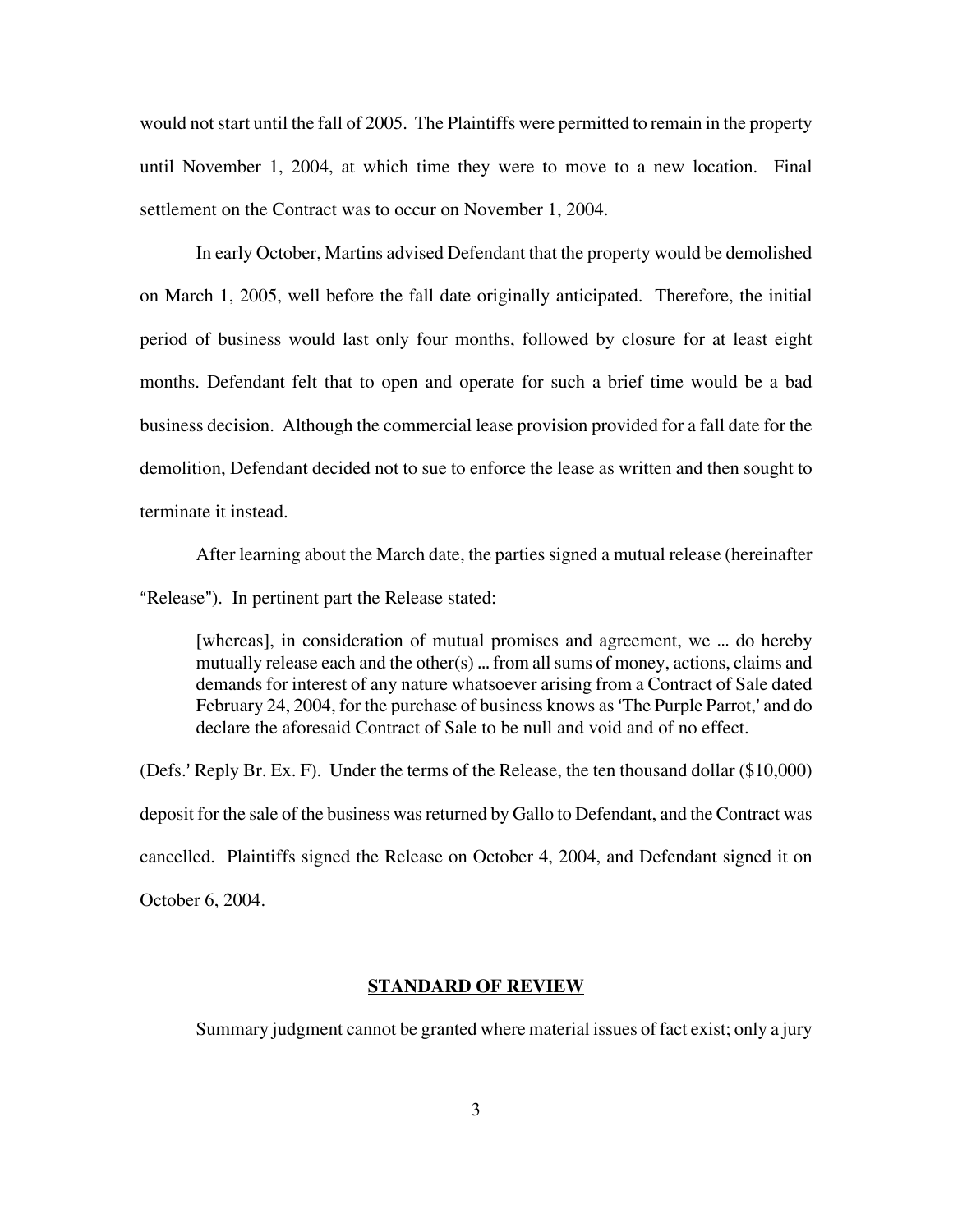would not start until the fall of 2005. The Plaintiffs were permitted to remain in the property until November 1, 2004, at which time they were to move to a new location. Final settlement on the Contract was to occur on November 1, 2004.

In early October, Martins advised Defendant that the property would be demolished on March 1, 2005, well before the fall date originally anticipated. Therefore, the initial period of business would last only four months, followed by closure for at least eight months. Defendant felt that to open and operate for such a brief time would be a bad business decision. Although the commercial lease provision provided for a fall date for the demolition, Defendant decided not to sue to enforce the lease as written and then sought to terminate it instead.

After learning about the March date, the parties signed a mutual release (hereinafter "Release"). In pertinent part the Release stated:

> [whereas], in consideration of mutual promises and agreement, we ... do hereby mutually release each and the other(s) ... from all sums of money, actions, claims and demands for interest of any nature whatsoever arising from a Contract of Sale dated February 24, 2004, for the purchase of business knows as 'The Purple Parrot,' and do declare the aforesaid Contract of Sale to be null and void and of no effect.

(Defs.' Reply Br. Ex. F). Under the terms of the Release, the ten thousand dollar ($10,000) deposit for the sale of the business was returned by Gallo to Defendant, and the Contract was cancelled. Plaintiffs signed the Release on October 4, 2004, and Defendant signed it on October 6, 2004.

## STANDARD OF REVIEW

Summary judgment cannot be granted where material issues of fact exist; only a jury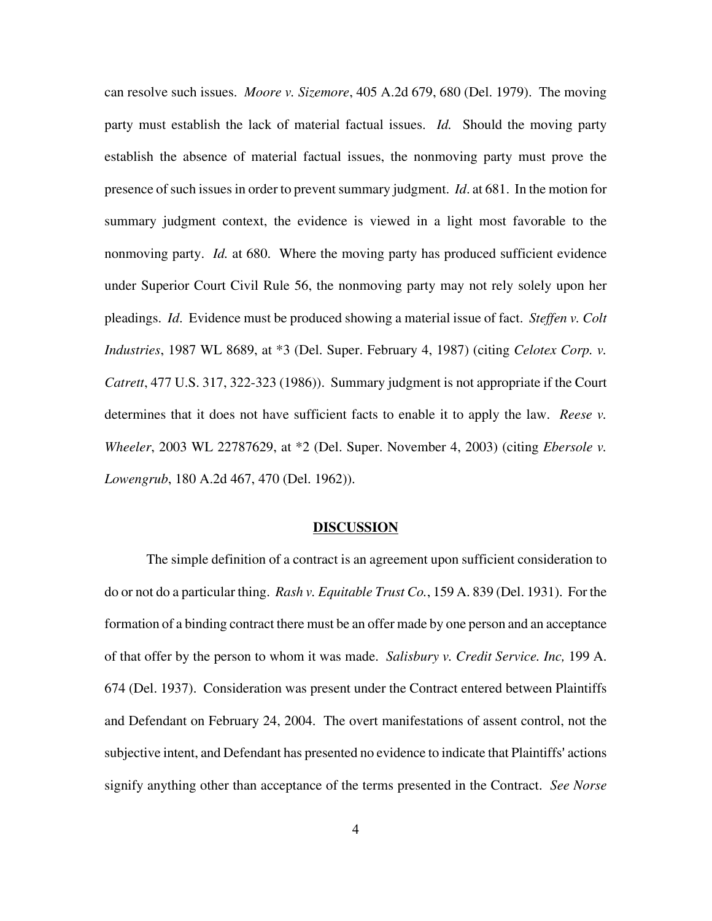can resolve such issues. *Moore v. Sizemore*, 405 A.2d 679, 680 (Del. 1979). The moving party must establish the lack of material factual issues. *Id.* Should the moving party establish the absence of material factual issues, the nonmoving party must prove the presence of such issues in order to prevent summary judgment. *Id*. at 681. In the motion for summary judgment context, the evidence is viewed in a light most favorable to the nonmoving party. *Id.* at 680. Where the moving party has produced sufficient evidence under Superior Court Civil Rule 56, the nonmoving party may not rely solely upon her pleadings. *Id*. Evidence must be produced showing a material issue of fact. *Steffen v. Colt Industries*, 1987 WL 8689, at *3 (Del. Super. February 4, 1987) (citing *Celotex Corp. v. Catrett*, 477 U.S. 317, 322-323 (1986)). Summary judgment is not appropriate if the Court determines that it does not have sufficient facts to enable it to apply the law. *Reese v. Wheeler*, 2003 WL 22787629, at *2 (Del. Super. November 4, 2003) (citing *Ebersole v. Lowengrub*, 180 A.2d 467, 470 (Del. 1962)).

## **DISCUSSION**

The simple definition of a contract is an agreement upon sufficient consideration to do or not do a particular thing. *Rash v. Equitable Trust Co.*, 159 A. 839 (Del. 1931). For the formation of a binding contract there must be an offer made by one person and an acceptance of that offer by the person to whom it was made. *Salisbury v. Credit Service. Inc,* 199 A. 674 (Del. 1937). Consideration was present under the Contract entered between Plaintiffs and Defendant on February 24, 2004. The overt manifestations of assent control, not the subjective intent, and Defendant has presented no evidence to indicate that Plaintiffs' actions signify anything other than acceptance of the terms presented in the Contract. *See Norse*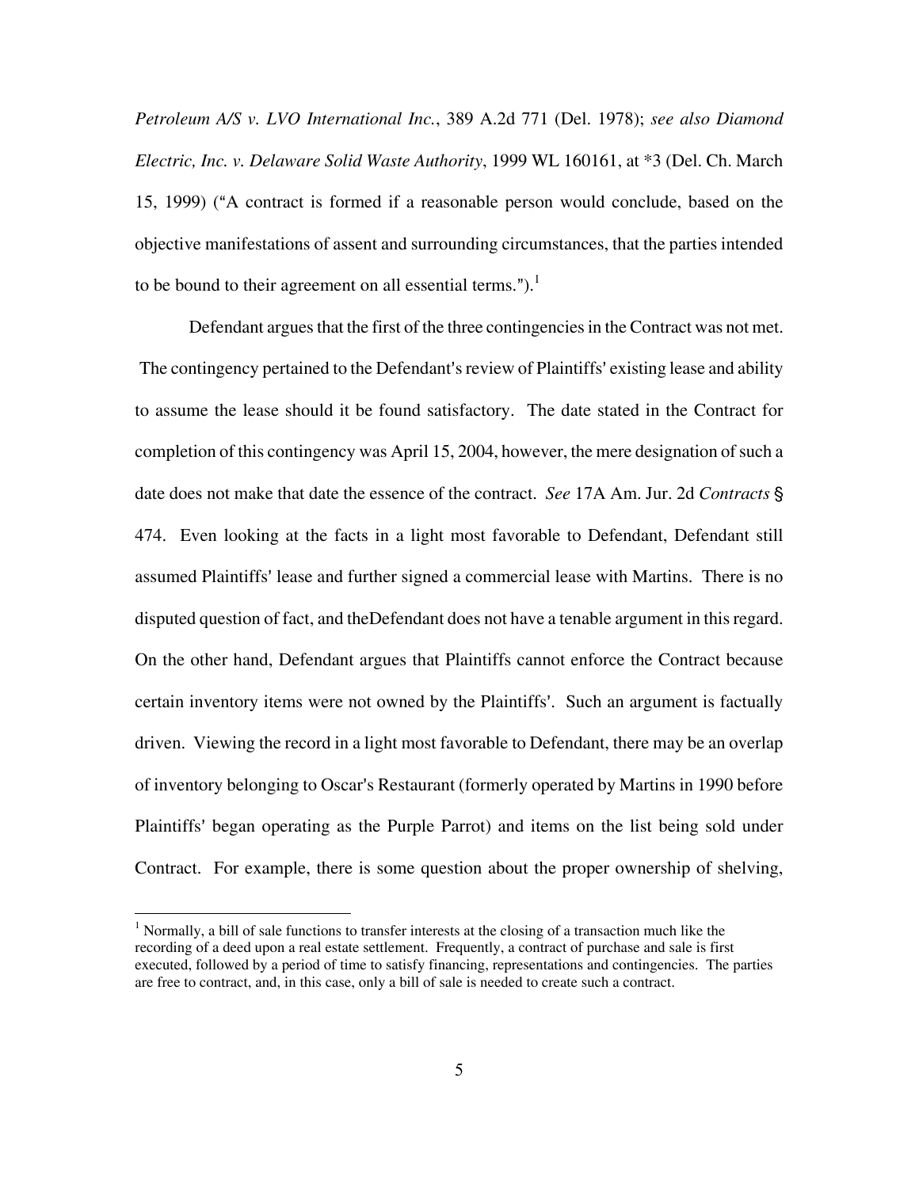*Petroleum A/S v. LVO International Inc.*, 389 A.2d 771 (Del. 1978); *see also Diamond Electric, Inc. v. Delaware Solid Waste Authority*, 1999 WL 160161, at *3 (Del. Ch. March 15, 1999) ("A contract is formed if a reasonable person would conclude, based on the objective manifestations of assent and surrounding circumstances, that the parties intended to be bound to their agreement on all essential terms.").[1]

Defendant argues that the first of the three contingencies in the Contract was not met. The contingency pertained to the Defendant's review of Plaintiffs' existing lease and ability to assume the lease should it be found satisfactory. The date stated in the Contract for completion of this contingency was April 15, 2004, however, the mere designation of such a date does not make that date the essence of the contract. *See* 17A Am. Jur. 2d *Contracts* § 474. Even looking at the facts in a light most favorable to Defendant, Defendant still assumed Plaintiffs' lease and further signed a commercial lease with Martins. There is no disputed question of fact, and theDefendant does not have a tenable argument in this regard. On the other hand, Defendant argues that Plaintiffs cannot enforce the Contract because certain inventory items were not owned by the Plaintiffs'. Such an argument is factually driven. Viewing the record in a light most favorable to Defendant, there may be an overlap of inventory belonging to Oscar's Restaurant (formerly operated by Martins in 1990 before Plaintiffs' began operating as the Purple Parrot) and items on the list being sold under Contract. For example, there is some question about the proper ownership of shelving,

---

[1] Normally, a bill of sale functions to transfer interests at the closing of a transaction much like the recording of a deed upon a real estate settlement. Frequently, a contract of purchase and sale is first executed, followed by a period of time to satisfy financing, representations and contingencies. The parties are free to contract, and, in this case, only a bill of sale is needed to create such a contract.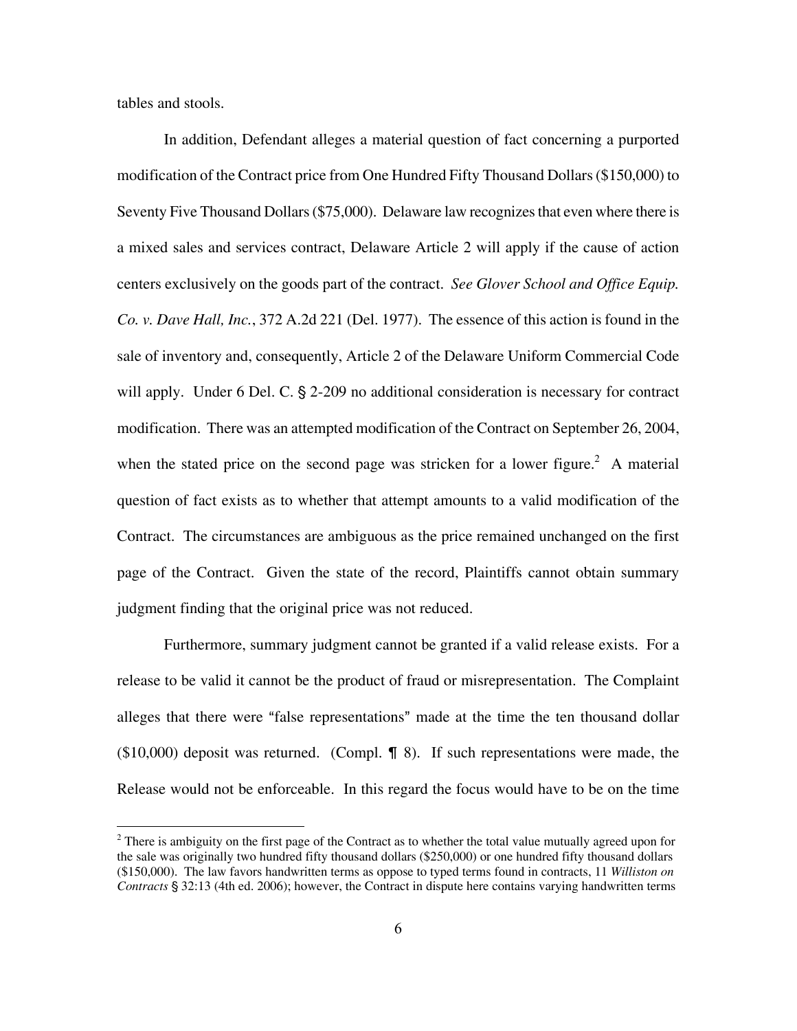tables and stools.

In addition, Defendant alleges a material question of fact concerning a purported modification of the Contract price from One Hundred Fifty Thousand Dollars ($150,000) to Seventy Five Thousand Dollars ($75,000). Delaware law recognizes that even where there is a mixed sales and services contract, Delaware Article 2 will apply if the cause of action centers exclusively on the goods part of the contract. *See Glover School and Office Equip. Co. v. Dave Hall, Inc.*, 372 A.2d 221 (Del. 1977). The essence of this action is found in the sale of inventory and, consequently, Article 2 of the Delaware Uniform Commercial Code will apply. Under 6 Del. C. § 2-209 no additional consideration is necessary for contract modification. There was an attempted modification of the Contract on September 26, 2004, when the stated price on the second page was stricken for a lower figure.[2] A material question of fact exists as to whether that attempt amounts to a valid modification of the Contract. The circumstances are ambiguous as the price remained unchanged on the first page of the Contract. Given the state of the record, Plaintiffs cannot obtain summary judgment finding that the original price was not reduced.

Furthermore, summary judgment cannot be granted if a valid release exists. For a release to be valid it cannot be the product of fraud or misrepresentation. The Complaint alleges that there were "false representations" made at the time the ten thousand dollar ($10,000) deposit was returned. (Compl. ¶ 8). If such representations were made, the Release would not be enforceable. In this regard the focus would have to be on the time

---

[2] There is ambiguity on the first page of the Contract as to whether the total value mutually agreed upon for the sale was originally two hundred fifty thousand dollars ($250,000) or one hundred fifty thousand dollars ($150,000). The law favors handwritten terms as oppose to typed terms found in contracts, 11 *Williston on Contracts* § 32:13 (4th ed. 2006); however, the Contract in dispute here contains varying handwritten terms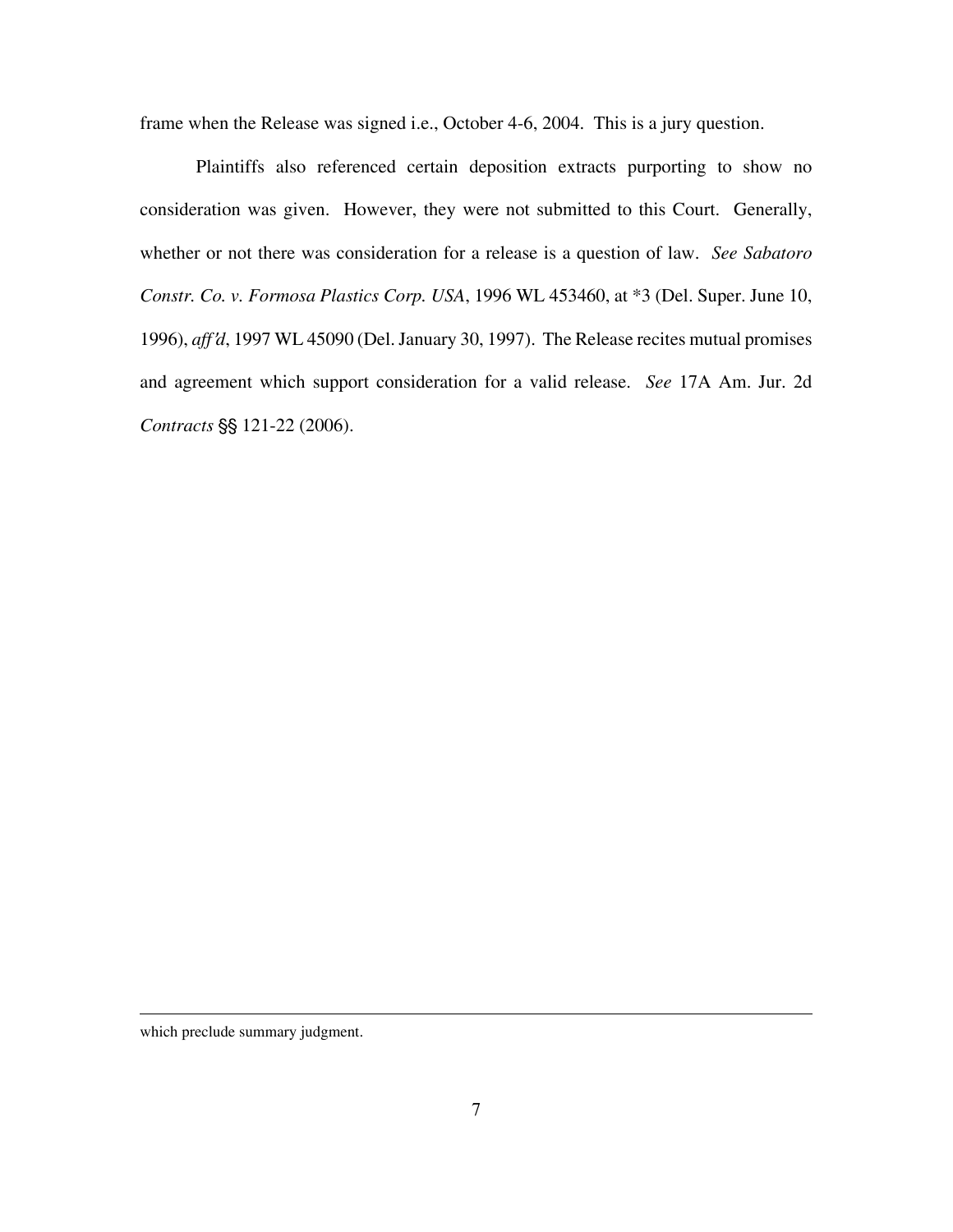frame when the Release was signed i.e., October 4-6, 2004. This is a jury question.

Plaintiffs also referenced certain deposition extracts purporting to show no consideration was given. However, they were not submitted to this Court. Generally, whether or not there was consideration for a release is a question of law. *See Sabatoro Constr. Co. v. Formosa Plastics Corp. USA*, 1996 WL 453460, at *3 (Del. Super. June 10, 1996), *aff'd*, 1997 WL 45090 (Del. January 30, 1997). The Release recites mutual promises and agreement which support consideration for a valid release. *See* 17A Am. Jur. 2d *Contracts* §§ 121-22 (2006).

---

which preclude summary judgment.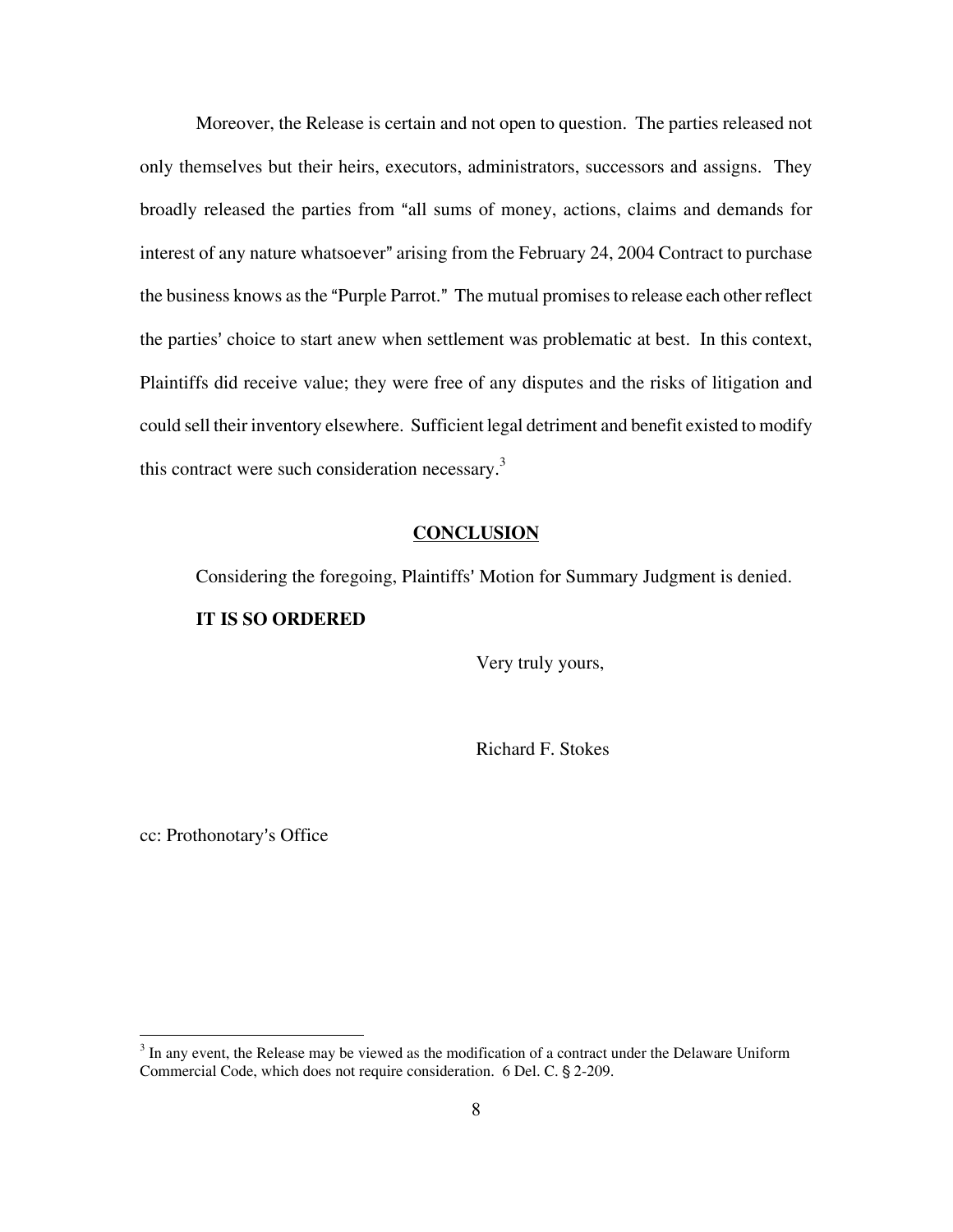Moreover, the Release is certain and not open to question. The parties released not only themselves but their heirs, executors, administrators, successors and assigns. They broadly released the parties from "all sums of money, actions, claims and demands for interest of any nature whatsoever" arising from the February 24, 2004 Contract to purchase the business knows as the "Purple Parrot." The mutual promises to release each other reflect the parties' choice to start anew when settlement was problematic at best. In this context, Plaintiffs did receive value; they were free of any disputes and the risks of litigation and could sell their inventory elsewhere. Sufficient legal detriment and benefit existed to modify this contract were such consideration necessary.[3]

## CONCLUSION

Considering the foregoing, Plaintiffs' Motion for Summary Judgment is denied.

**IT IS SO ORDERED**

Very truly yours,

Richard F. Stokes

cc: Prothonotary's Office

[3] In any event, the Release may be viewed as the modification of a contract under the Delaware Uniform Commercial Code, which does not require consideration. 6 Del. C. § 2-209.